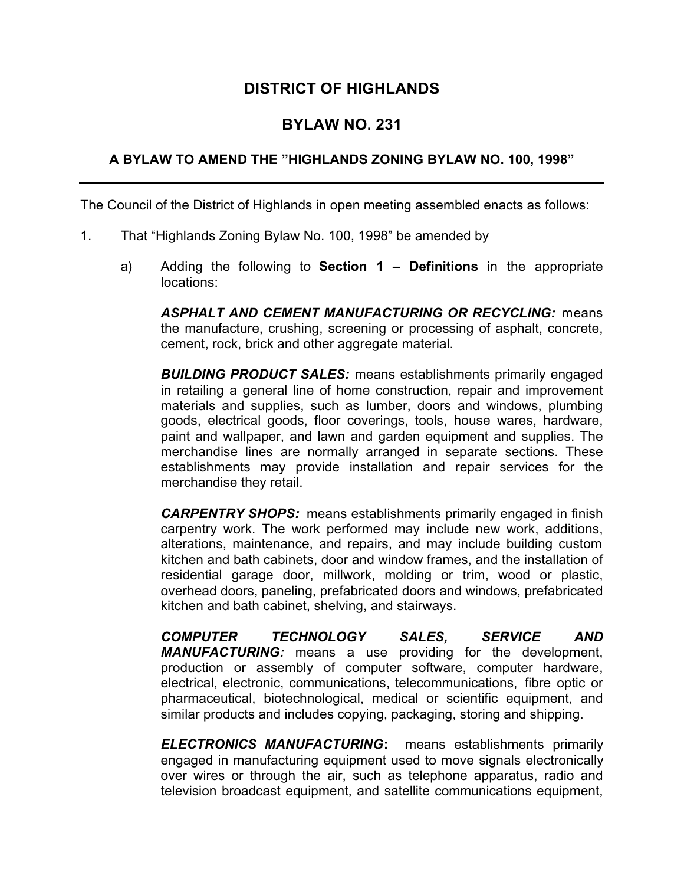# DISTRICT OF HIGHLANDS

## BYLAW NO. 231

### A BYLAW TO AMEND THE "HIGHLANDS ZONING BYLAW NO. 100, 1998"

The Council of the District of Highlands in open meeting assembled enacts as follows:

1. That "Highlands Zoning Bylaw No. 100, 1998" be amended by

   a) Adding the following to **Section 1 – Definitions** in the appropriate locations:

      ***ASPHALT AND CEMENT MANUFACTURING OR RECYCLING:*** means the manufacture, crushing, screening or processing of asphalt, concrete, cement, rock, brick and other aggregate material.

      ***BUILDING PRODUCT SALES:*** means establishments primarily engaged in retailing a general line of home construction, repair and improvement materials and supplies, such as lumber, doors and windows, plumbing goods, electrical goods, floor coverings, tools, house wares, hardware, paint and wallpaper, and lawn and garden equipment and supplies. The merchandise lines are normally arranged in separate sections. These establishments may provide installation and repair services for the merchandise they retail.

      ***CARPENTRY SHOPS:*** means establishments primarily engaged in finish carpentry work. The work performed may include new work, additions, alterations, maintenance, and repairs, and may include building custom kitchen and bath cabinets, door and window frames, and the installation of residential garage door, millwork, molding or trim, wood or plastic, overhead doors, paneling, prefabricated doors and windows, prefabricated kitchen and bath cabinet, shelving, and stairways.

      ***COMPUTER TECHNOLOGY SALES, SERVICE AND MANUFACTURING:*** means a use providing for the development, production or assembly of computer software, computer hardware, electrical, electronic, communications, telecommunications, fibre optic or pharmaceutical, biotechnological, medical or scientific equipment, and similar products and includes copying, packaging, storing and shipping.

      ***ELECTRONICS MANUFACTURING*****:** means establishments primarily engaged in manufacturing equipment used to move signals electronically over wires or through the air, such as telephone apparatus, radio and television broadcast equipment, and satellite communications equipment,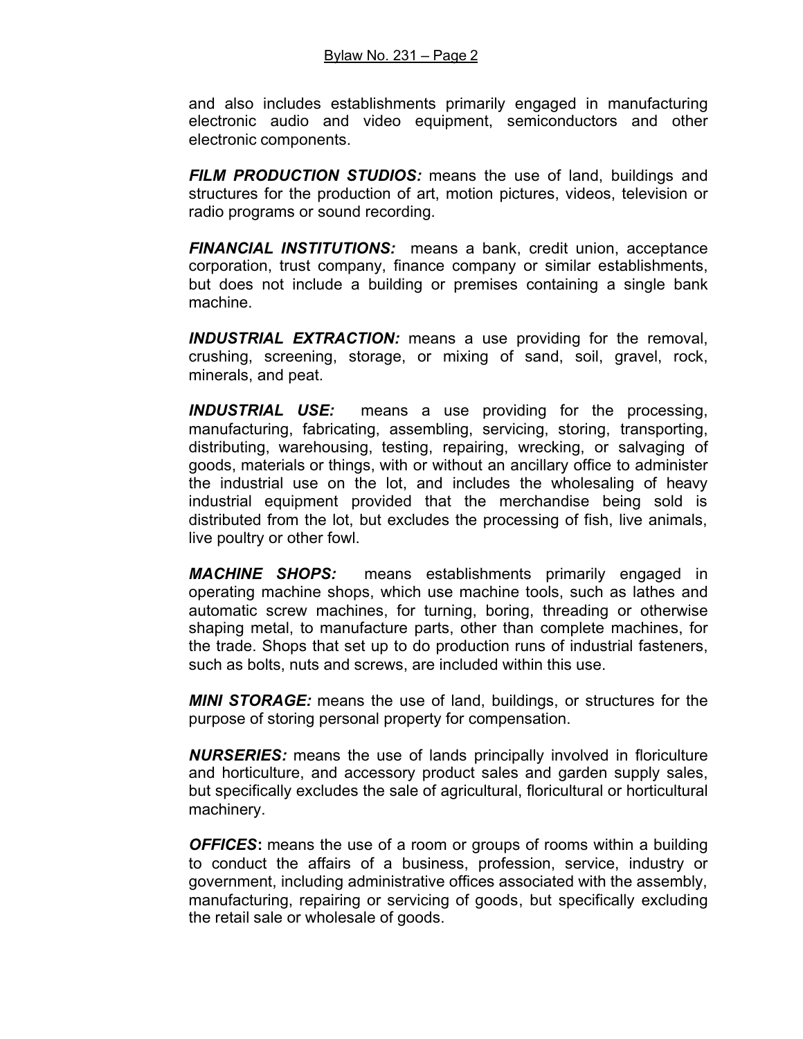and also includes establishments primarily engaged in manufacturing electronic audio and video equipment, semiconductors and other electronic components.

***FILM PRODUCTION STUDIOS:*** means the use of land, buildings and structures for the production of art, motion pictures, videos, television or radio programs or sound recording.

***FINANCIAL INSTITUTIONS:*** means a bank, credit union, acceptance corporation, trust company, finance company or similar establishments, but does not include a building or premises containing a single bank machine.

***INDUSTRIAL EXTRACTION:*** means a use providing for the removal, crushing, screening, storage, or mixing of sand, soil, gravel, rock, minerals, and peat.

***INDUSTRIAL USE:*** means a use providing for the processing, manufacturing, fabricating, assembling, servicing, storing, transporting, distributing, warehousing, testing, repairing, wrecking, or salvaging of goods, materials or things, with or without an ancillary office to administer the industrial use on the lot, and includes the wholesaling of heavy industrial equipment provided that the merchandise being sold is distributed from the lot, but excludes the processing of fish, live animals, live poultry or other fowl.

***MACHINE SHOPS:*** means establishments primarily engaged in operating machine shops, which use machine tools, such as lathes and automatic screw machines, for turning, boring, threading or otherwise shaping metal, to manufacture parts, other than complete machines, for the trade. Shops that set up to do production runs of industrial fasteners, such as bolts, nuts and screws, are included within this use.

***MINI STORAGE:*** means the use of land, buildings, or structures for the purpose of storing personal property for compensation.

***NURSERIES:*** means the use of lands principally involved in floriculture and horticulture, and accessory product sales and garden supply sales, but specifically excludes the sale of agricultural, floricultural or horticultural machinery.

***OFFICES*****:** means the use of a room or groups of rooms within a building to conduct the affairs of a business, profession, service, industry or government, including administrative offices associated with the assembly, manufacturing, repairing or servicing of goods, but specifically excluding the retail sale or wholesale of goods.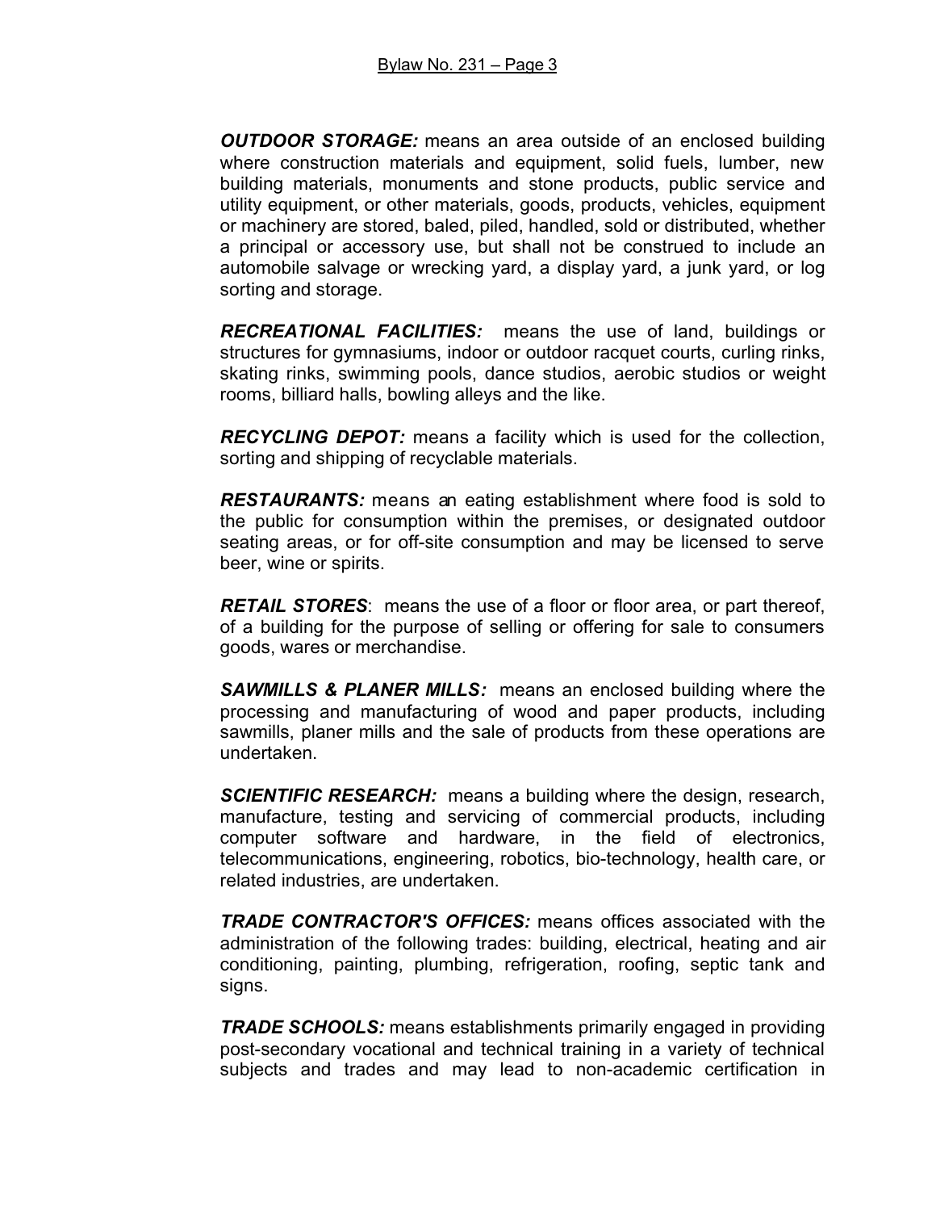***OUTDOOR STORAGE:*** means an area outside of an enclosed building where construction materials and equipment, solid fuels, lumber, new building materials, monuments and stone products, public service and utility equipment, or other materials, goods, products, vehicles, equipment or machinery are stored, baled, piled, handled, sold or distributed, whether a principal or accessory use, but shall not be construed to include an automobile salvage or wrecking yard, a display yard, a junk yard, or log sorting and storage.

***RECREATIONAL FACILITIES:*** means the use of land, buildings or structures for gymnasiums, indoor or outdoor racquet courts, curling rinks, skating rinks, swimming pools, dance studios, aerobic studios or weight rooms, billiard halls, bowling alleys and the like.

***RECYCLING DEPOT:*** means a facility which is used for the collection, sorting and shipping of recyclable materials.

***RESTAURANTS:*** means an eating establishment where food is sold to the public for consumption within the premises, or designated outdoor seating areas, or for off-site consumption and may be licensed to serve beer, wine or spirits.

***RETAIL STORES***: means the use of a floor or floor area, or part thereof, of a building for the purpose of selling or offering for sale to consumers goods, wares or merchandise.

***SAWMILLS & PLANER MILLS:*** means an enclosed building where the processing and manufacturing of wood and paper products, including sawmills, planer mills and the sale of products from these operations are undertaken.

***SCIENTIFIC RESEARCH:*** means a building where the design, research, manufacture, testing and servicing of commercial products, including computer software and hardware, in the field of electronics, telecommunications, engineering, robotics, bio-technology, health care, or related industries, are undertaken.

***TRADE CONTRACTOR'S OFFICES:*** means offices associated with the administration of the following trades: building, electrical, heating and air conditioning, painting, plumbing, refrigeration, roofing, septic tank and signs.

***TRADE SCHOOLS:*** means establishments primarily engaged in providing post-secondary vocational and technical training in a variety of technical subjects and trades and may lead to non-academic certification in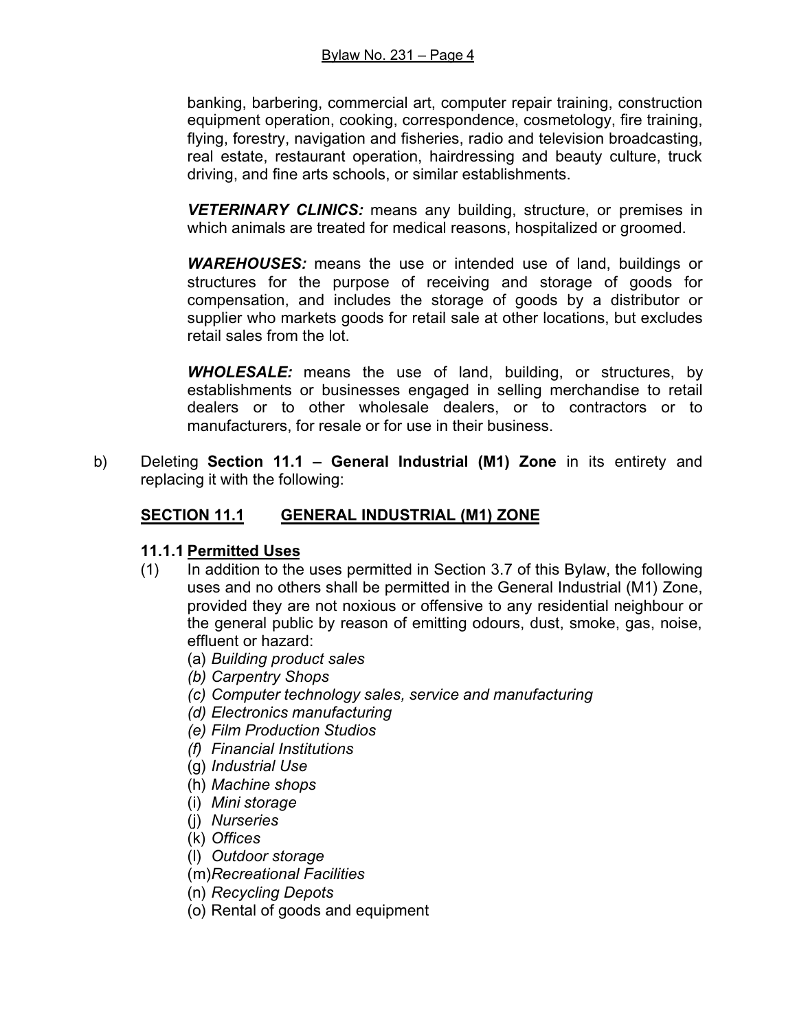banking, barbering, commercial art, computer repair training, construction equipment operation, cooking, correspondence, cosmetology, fire training, flying, forestry, navigation and fisheries, radio and television broadcasting, real estate, restaurant operation, hairdressing and beauty culture, truck driving, and fine arts schools, or similar establishments.

***VETERINARY CLINICS:*** means any building, structure, or premises in which animals are treated for medical reasons, hospitalized or groomed.

***WAREHOUSES:*** means the use or intended use of land, buildings or structures for the purpose of receiving and storage of goods for compensation, and includes the storage of goods by a distributor or supplier who markets goods for retail sale at other locations, but excludes retail sales from the lot.

***WHOLESALE:*** means the use of land, building, or structures, by establishments or businesses engaged in selling merchandise to retail dealers or to other wholesale dealers, or to contractors or to manufacturers, for resale or for use in their business.

b) Deleting **Section 11.1 – General Industrial (M1) Zone** in its entirety and replacing it with the following:

## SECTION 11.1 GENERAL INDUSTRIAL (M1) ZONE

### 11.1.1 Permitted Uses

(1) In addition to the uses permitted in Section 3.7 of this Bylaw, the following uses and no others shall be permitted in the General Industrial (M1) Zone, provided they are not noxious or offensive to any residential neighbour or the general public by reason of emitting odours, dust, smoke, gas, noise, effluent or hazard:

(a) *Building product sales*
*(b) Carpentry Shops*
*(c) Computer technology sales, service and manufacturing*
*(d) Electronics manufacturing*
*(e) Film Production Studios*
*(f) Financial Institutions*
(g) *Industrial Use*
(h) *Machine shops*
(i) *Mini storage*
(j) *Nurseries*
(k) *Offices*
(l) *Outdoor storage*
(m) *Recreational Facilities*
(n) *Recycling Depots*
(o) Rental of goods and equipment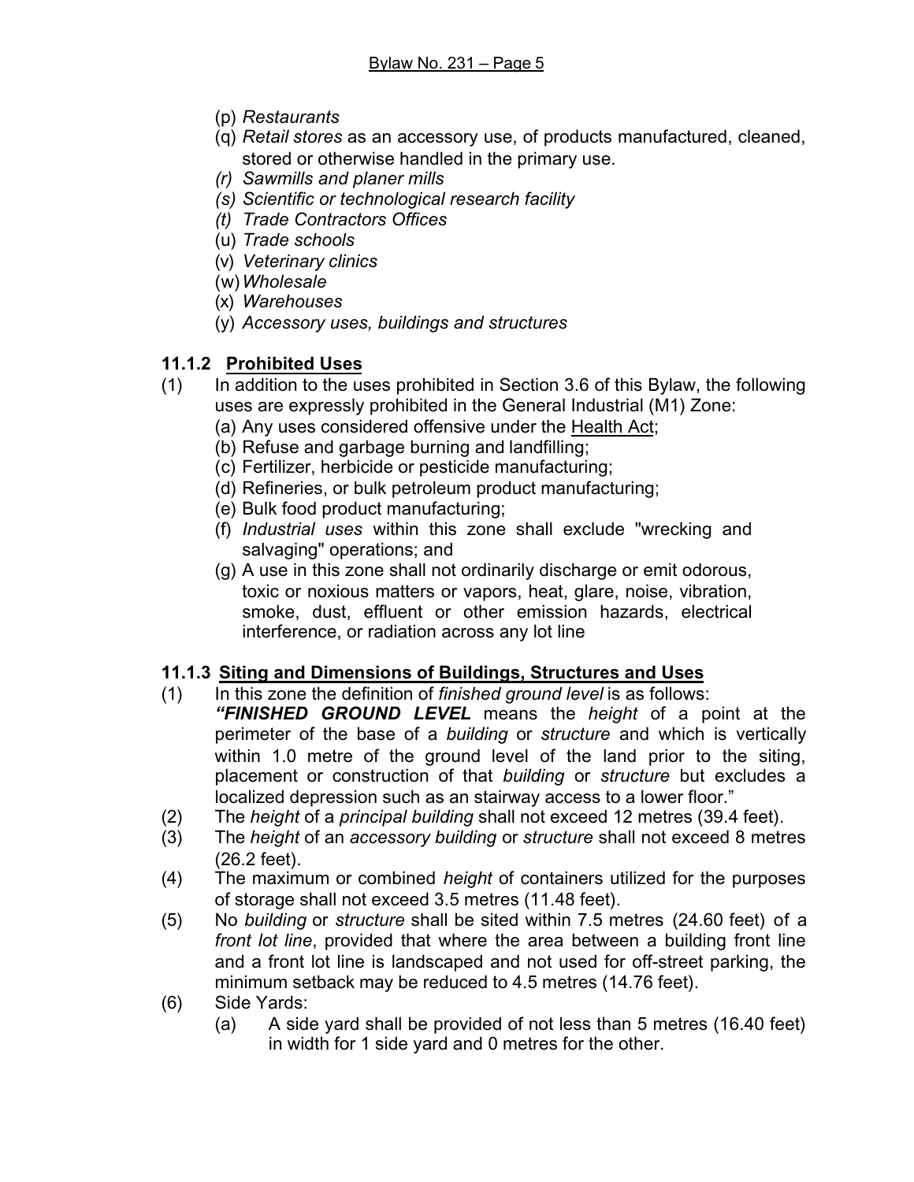(p) *Restaurants*
(q) *Retail stores* as an accessory use, of products manufactured, cleaned, stored or otherwise handled in the primary use.
*(r) Sawmills and planer mills*
*(s) Scientific or technological research facility*
*(t) Trade Contractors Offices*
(u) *Trade schools*
(v) *Veterinary clinics*
(w) *Wholesale*
(x) *Warehouses*
(y) *Accessory uses, buildings and structures*

### 11.1.2 Prohibited Uses

(1) In addition to the uses prohibited in Section 3.6 of this Bylaw, the following uses are expressly prohibited in the General Industrial (M1) Zone:
(a) Any uses considered offensive under the Health Act;
(b) Refuse and garbage burning and landfilling;
(c) Fertilizer, herbicide or pesticide manufacturing;
(d) Refineries, or bulk petroleum product manufacturing;
(e) Bulk food product manufacturing;
(f) *Industrial uses* within this zone shall exclude "wrecking and salvaging" operations; and
(g) A use in this zone shall not ordinarily discharge or emit odorous, toxic or noxious matters or vapors, heat, glare, noise, vibration, smoke, dust, effluent or other emission hazards, electrical interference, or radiation across any lot line

### 11.1.3 Siting and Dimensions of Buildings, Structures and Uses

(1) In this zone the definition of *finished ground level* is as follows:
***"FINISHED GROUND LEVEL*** means the *height* of a point at the perimeter of the base of a *building* or *structure* and which is vertically within 1.0 metre of the ground level of the land prior to the siting, placement or construction of that *building* or *structure* but excludes a localized depression such as an stairway access to a lower floor."
(2) The *height* of a *principal building* shall not exceed 12 metres (39.4 feet).
(3) The *height* of an *accessory building* or *structure* shall not exceed 8 metres (26.2 feet).
(4) The maximum or combined *height* of containers utilized for the purposes of storage shall not exceed 3.5 metres (11.48 feet).
(5) No *building* or *structure* shall be sited within 7.5 metres (24.60 feet) of a *front lot line*, provided that where the area between a building front line and a front lot line is landscaped and not used for off-street parking, the minimum setback may be reduced to 4.5 metres (14.76 feet).
(6) Side Yards:
(a) A side yard shall be provided of not less than 5 metres (16.40 feet) in width for 1 side yard and 0 metres for the other.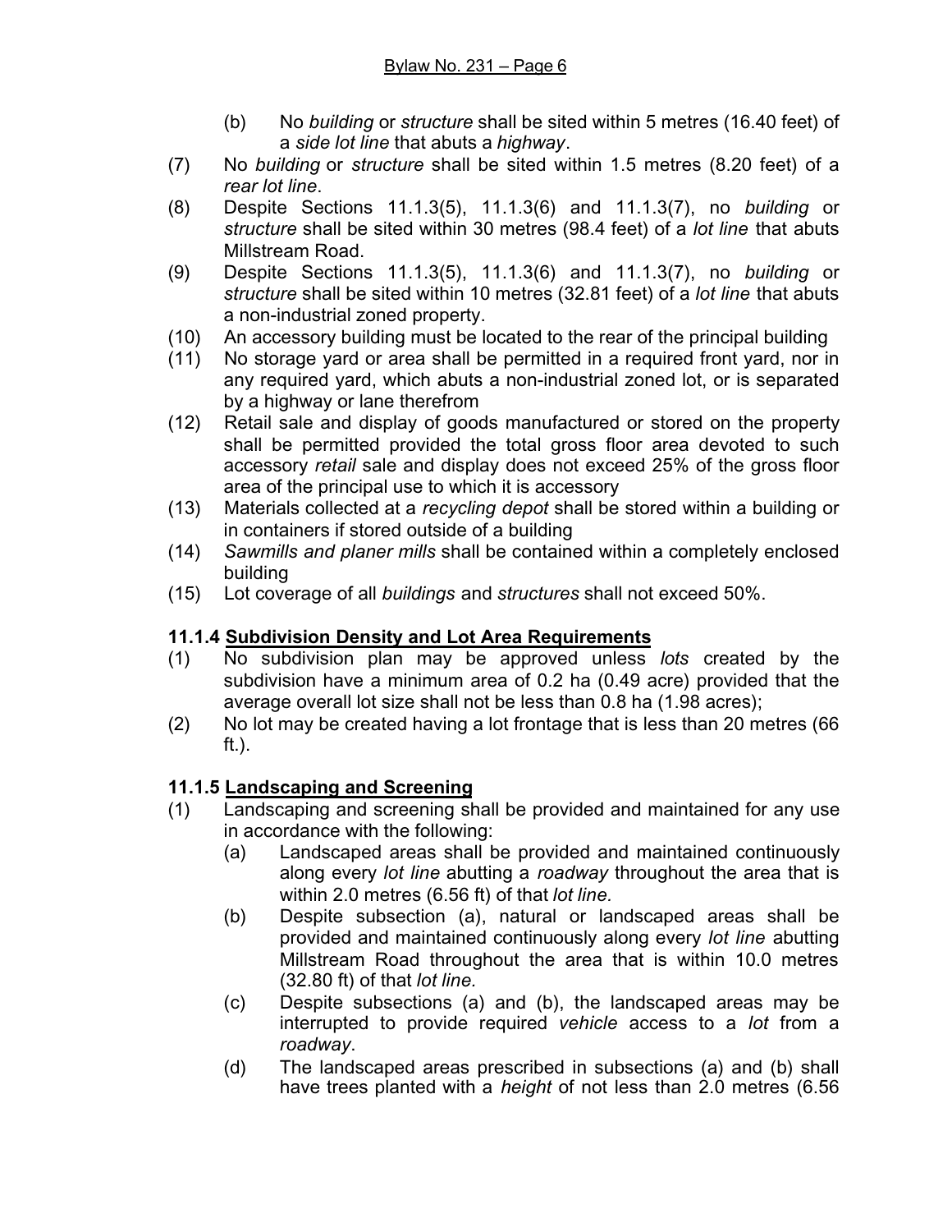(b) No *building* or *structure* shall be sited within 5 metres (16.40 feet) of a *side lot line* that abuts a *highway*.

(7) No *building* or *structure* shall be sited within 1.5 metres (8.20 feet) of a *rear lot line*.

(8) Despite Sections 11.1.3(5), 11.1.3(6) and 11.1.3(7), no *building* or *structure* shall be sited within 30 metres (98.4 feet) of a *lot line* that abuts Millstream Road.

(9) Despite Sections 11.1.3(5), 11.1.3(6) and 11.1.3(7), no *building* or *structure* shall be sited within 10 metres (32.81 feet) of a *lot line* that abuts a non-industrial zoned property.

(10) An accessory building must be located to the rear of the principal building

(11) No storage yard or area shall be permitted in a required front yard, nor in any required yard, which abuts a non-industrial zoned lot, or is separated by a highway or lane therefrom

(12) Retail sale and display of goods manufactured or stored on the property shall be permitted provided the total gross floor area devoted to such accessory *retail* sale and display does not exceed 25% of the gross floor area of the principal use to which it is accessory

(13) Materials collected at a *recycling depot* shall be stored within a building or in containers if stored outside of a building

(14) *Sawmills and planer mills* shall be contained within a completely enclosed building

(15) Lot coverage of all *buildings* and *structures* shall not exceed 50%.

### 11.1.4 Subdivision Density and Lot Area Requirements

(1) No subdivision plan may be approved unless *lots* created by the subdivision have a minimum area of 0.2 ha (0.49 acre) provided that the average overall lot size shall not be less than 0.8 ha (1.98 acres);

(2) No lot may be created having a lot frontage that is less than 20 metres (66 ft.).

### 11.1.5 Landscaping and Screening

(1) Landscaping and screening shall be provided and maintained for any use in accordance with the following:

(a) Landscaped areas shall be provided and maintained continuously along every *lot line* abutting a *roadway* throughout the area that is within 2.0 metres (6.56 ft) of that *lot line.*

(b) Despite subsection (a), natural or landscaped areas shall be provided and maintained continuously along every *lot line* abutting Millstream Road throughout the area that is within 10.0 metres (32.80 ft) of that *lot line.*

(c) Despite subsections (a) and (b), the landscaped areas may be interrupted to provide required *vehicle* access to a *lot* from a *roadway*.

(d) The landscaped areas prescribed in subsections (a) and (b) shall have trees planted with a *height* of not less than 2.0 metres (6.56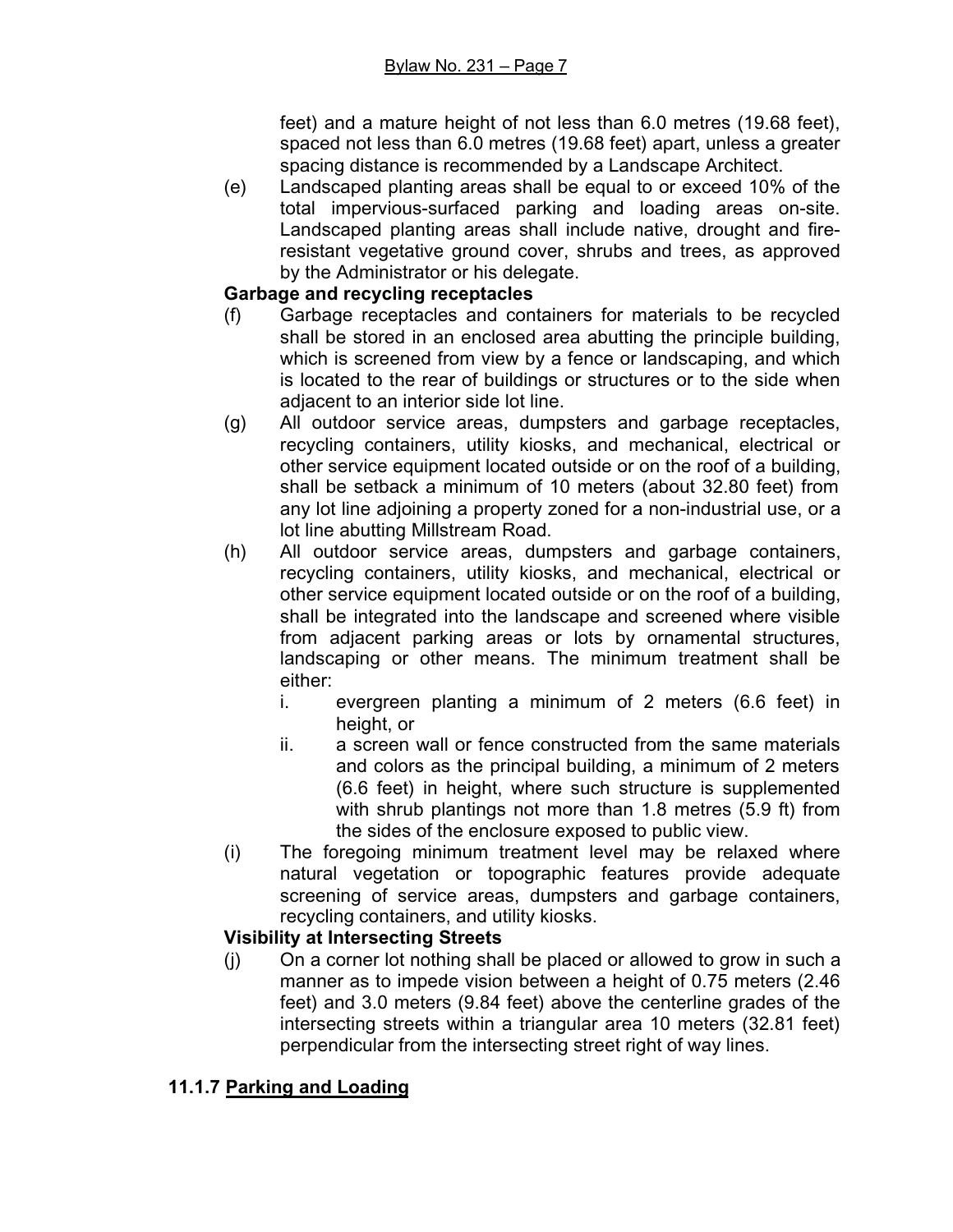feet) and a mature height of not less than 6.0 metres (19.68 feet), spaced not less than 6.0 metres (19.68 feet) apart, unless a greater spacing distance is recommended by a Landscape Architect.

(e) Landscaped planting areas shall be equal to or exceed 10% of the total impervious-surfaced parking and loading areas on-site. Landscaped planting areas shall include native, drought and fire-resistant vegetative ground cover, shrubs and trees, as approved by the Administrator or his delegate.

**Garbage and recycling receptacles**

(f) Garbage receptacles and containers for materials to be recycled shall be stored in an enclosed area abutting the principle building, which is screened from view by a fence or landscaping, and which is located to the rear of buildings or structures or to the side when adjacent to an interior side lot line.

(g) All outdoor service areas, dumpsters and garbage receptacles, recycling containers, utility kiosks, and mechanical, electrical or other service equipment located outside or on the roof of a building, shall be setback a minimum of 10 meters (about 32.80 feet) from any lot line adjoining a property zoned for a non-industrial use, or a lot line abutting Millstream Road.

(h) All outdoor service areas, dumpsters and garbage containers, recycling containers, utility kiosks, and mechanical, electrical or other service equipment located outside or on the roof of a building, shall be integrated into the landscape and screened where visible from adjacent parking areas or lots by ornamental structures, landscaping or other means. The minimum treatment shall be either:

   i. evergreen planting a minimum of 2 meters (6.6 feet) in height, or
   ii. a screen wall or fence constructed from the same materials and colors as the principal building, a minimum of 2 meters (6.6 feet) in height, where such structure is supplemented with shrub plantings not more than 1.8 metres (5.9 ft) from the sides of the enclosure exposed to public view.

(i) The foregoing minimum treatment level may be relaxed where natural vegetation or topographic features provide adequate screening of service areas, dumpsters and garbage containers, recycling containers, and utility kiosks.

**Visibility at Intersecting Streets**

(j) On a corner lot nothing shall be placed or allowed to grow in such a manner as to impede vision between a height of 0.75 meters (2.46 feet) and 3.0 meters (9.84 feet) above the centerline grades of the intersecting streets within a triangular area 10 meters (32.81 feet) perpendicular from the intersecting street right of way lines.

### 11.1.7 Parking and Loading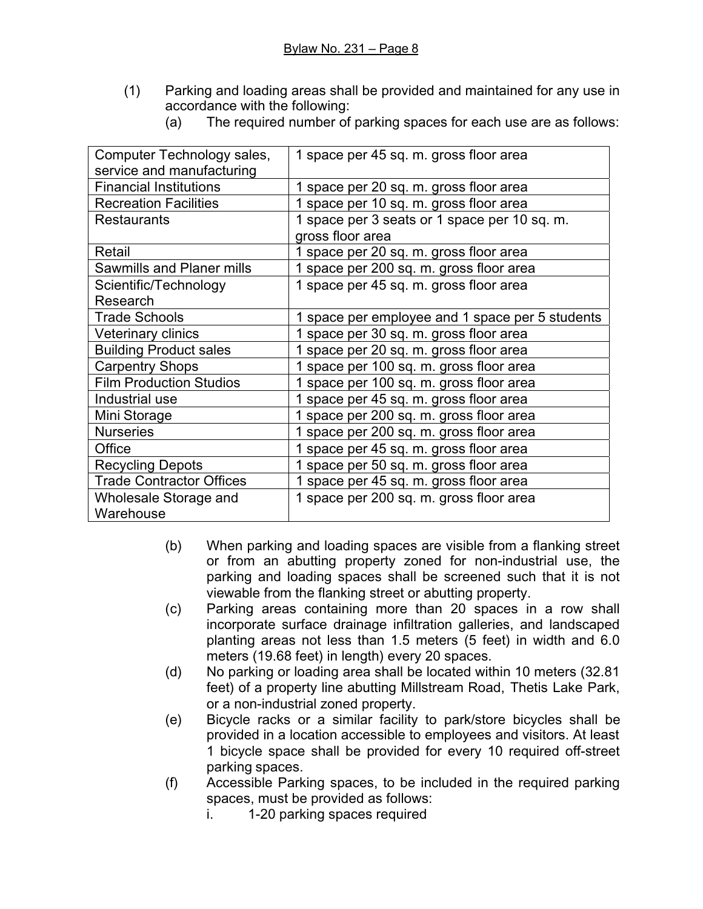(1) Parking and loading areas shall be provided and maintained for any use in accordance with the following:

(a) The required number of parking spaces for each use are as follows:

| | |
|---|---|
| Computer Technology sales, service and manufacturing | 1 space per 45 sq. m. gross floor area |
| Financial Institutions | 1 space per 20 sq. m. gross floor area |
| Recreation Facilities | 1 space per 10 sq. m. gross floor area |
| Restaurants | 1 space per 3 seats or 1 space per 10 sq. m. gross floor area |
| Retail | 1 space per 20 sq. m. gross floor area |
| Sawmills and Planer mills | 1 space per 200 sq. m. gross floor area |
| Scientific/Technology Research | 1 space per 45 sq. m. gross floor area |
| Trade Schools | 1 space per employee and 1 space per 5 students |
| Veterinary clinics | 1 space per 30 sq. m. gross floor area |
| Building Product sales | 1 space per 20 sq. m. gross floor area |
| Carpentry Shops | 1 space per 100 sq. m. gross floor area |
| Film Production Studios | 1 space per 100 sq. m. gross floor area |
| Industrial use | 1 space per 45 sq. m. gross floor area |
| Mini Storage | 1 space per 200 sq. m. gross floor area |
| Nurseries | 1 space per 200 sq. m. gross floor area |
| Office | 1 space per 45 sq. m. gross floor area |
| Recycling Depots | 1 space per 50 sq. m. gross floor area |
| Trade Contractor Offices | 1 space per 45 sq. m. gross floor area |
| Wholesale Storage and Warehouse | 1 space per 200 sq. m. gross floor area |

(b) When parking and loading spaces are visible from a flanking street or from an abutting property zoned for non-industrial use, the parking and loading spaces shall be screened such that it is not viewable from the flanking street or abutting property.

(c) Parking areas containing more than 20 spaces in a row shall incorporate surface drainage infiltration galleries, and landscaped planting areas not less than 1.5 meters (5 feet) in width and 6.0 meters (19.68 feet) in length) every 20 spaces.

(d) No parking or loading area shall be located within 10 meters (32.81 feet) of a property line abutting Millstream Road, Thetis Lake Park, or a non-industrial zoned property.

(e) Bicycle racks or a similar facility to park/store bicycles shall be provided in a location accessible to employees and visitors. At least 1 bicycle space shall be provided for every 10 required off-street parking spaces.

(f) Accessible Parking spaces, to be included in the required parking spaces, must be provided as follows:

i. 1-20 parking spaces required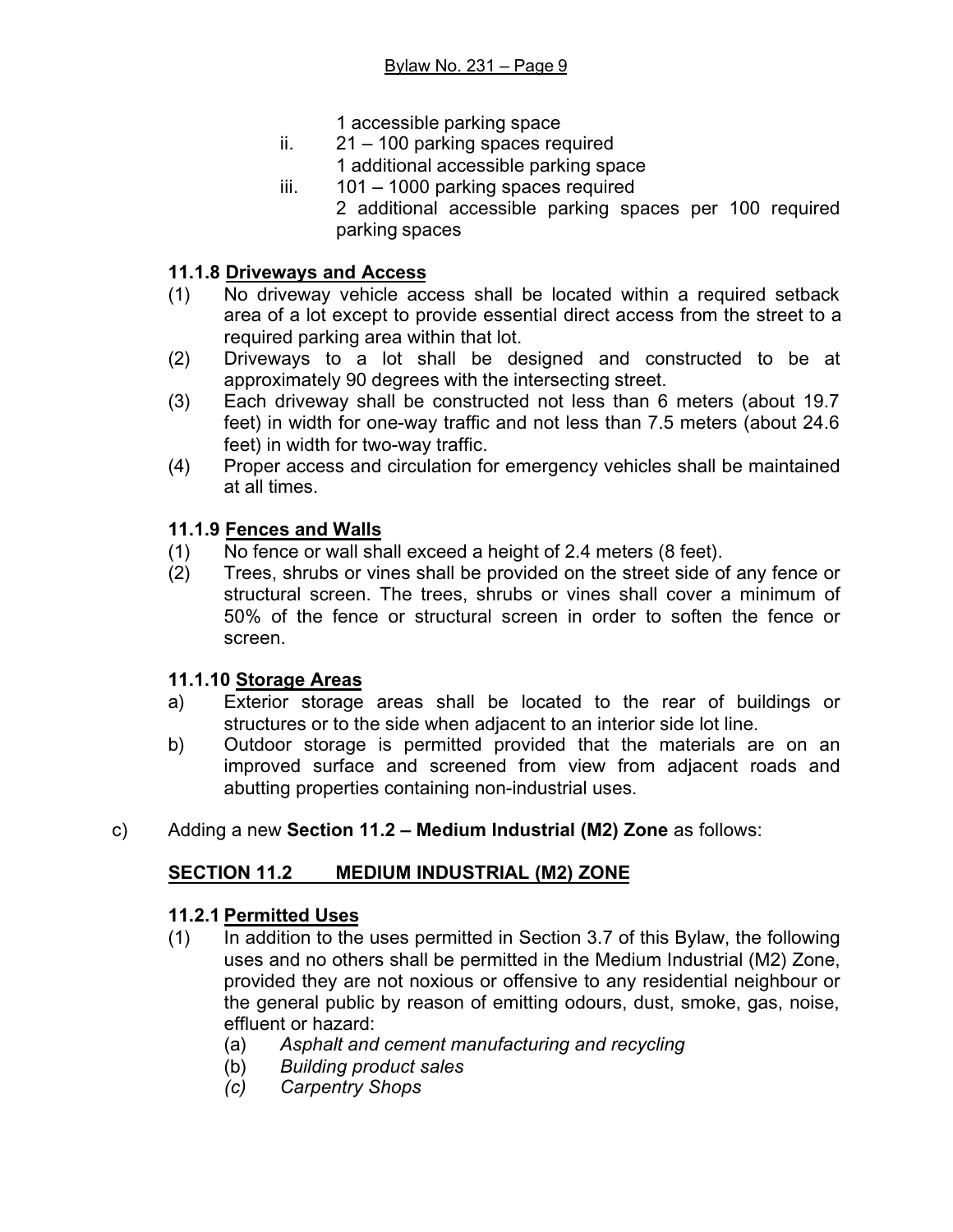1 accessible parking space

ii. 21 – 100 parking spaces required
   1 additional accessible parking space

iii. 101 – 1000 parking spaces required
   2 additional accessible parking spaces per 100 required parking spaces

**11.1.8 <u>Driveways and Access</u>**

(1) No driveway vehicle access shall be located within a required setback area of a lot except to provide essential direct access from the street to a required parking area within that lot.

(2) Driveways to a lot shall be designed and constructed to be at approximately 90 degrees with the intersecting street.

(3) Each driveway shall be constructed not less than 6 meters (about 19.7 feet) in width for one-way traffic and not less than 7.5 meters (about 24.6 feet) in width for two-way traffic.

(4) Proper access and circulation for emergency vehicles shall be maintained at all times.

**11.1.9 <u>Fences and Walls</u>**

(1) No fence or wall shall exceed a height of 2.4 meters (8 feet).

(2) Trees, shrubs or vines shall be provided on the street side of any fence or structural screen. The trees, shrubs or vines shall cover a minimum of 50% of the fence or structural screen in order to soften the fence or screen.

**11.1.10 <u>Storage Areas</u>**

a) Exterior storage areas shall be located to the rear of buildings or structures or to the side when adjacent to an interior side lot line.

b) Outdoor storage is permitted provided that the materials are on an improved surface and screened from view from adjacent roads and abutting properties containing non-industrial uses.

c) Adding a new **Section 11.2 – Medium Industrial (M2) Zone** as follows:

## <u>SECTION 11.2 MEDIUM INDUSTRIAL (M2) ZONE</u>

**11.2.1 <u>Permitted Uses</u>**

(1) In addition to the uses permitted in Section 3.7 of this Bylaw, the following uses and no others shall be permitted in the Medium Industrial (M2) Zone, provided they are not noxious or offensive to any residential neighbour or the general public by reason of emitting odours, dust, smoke, gas, noise, effluent or hazard:

   (a) *Asphalt and cement manufacturing and recycling*
   (b) *Building product sales*
   *(c)* *Carpentry Shops*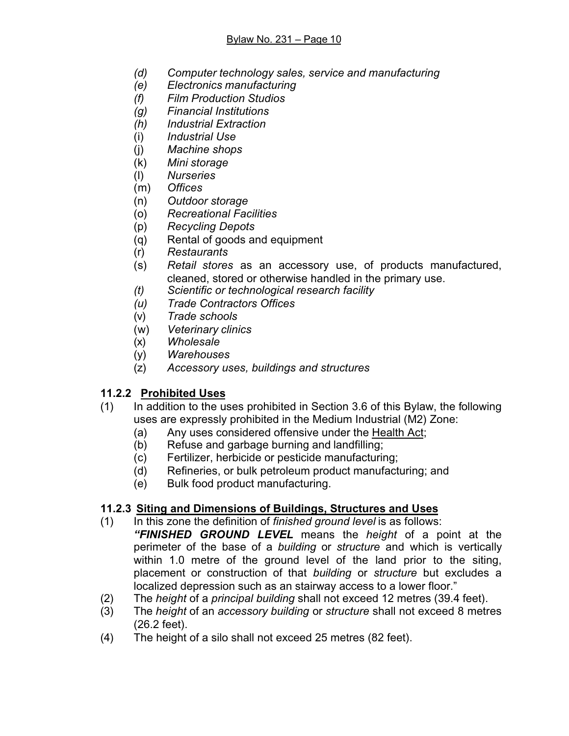*(d)* *Computer technology sales, service and manufacturing*
*(e)* *Electronics manufacturing*
*(f)* *Film Production Studios*
*(g)* *Financial Institutions*
*(h)* *Industrial Extraction*
(i) *Industrial Use*
(j) *Machine shops*
(k) *Mini storage*
(l) *Nurseries*
(m) *Offices*
(n) *Outdoor storage*
(o) *Recreational Facilities*
(p) *Recycling Depots*
(q) Rental of goods and equipment
(r) *Restaurants*
(s) *Retail stores* as an accessory use, of products manufactured, cleaned, stored or otherwise handled in the primary use.
*(t)* *Scientific or technological research facility*
*(u)* *Trade Contractors Offices*
(v) *Trade schools*
(w) *Veterinary clinics*
(x) *Wholesale*
(y) *Warehouses*
(z) *Accessory uses, buildings and structures*

### 11.2.2 Prohibited Uses

(1) In addition to the uses prohibited in Section 3.6 of this Bylaw, the following uses are expressly prohibited in the Medium Industrial (M2) Zone:
 (a) Any uses considered offensive under the Health Act;
 (b) Refuse and garbage burning and landfilling;
 (c) Fertilizer, herbicide or pesticide manufacturing;
 (d) Refineries, or bulk petroleum product manufacturing; and
 (e) Bulk food product manufacturing.

### 11.2.3 Siting and Dimensions of Buildings, Structures and Uses

(1) In this zone the definition of *finished ground level* is as follows:
 ***"FINISHED GROUND LEVEL*** means the *height* of a point at the perimeter of the base of a *building* or *structure* and which is vertically within 1.0 metre of the ground level of the land prior to the siting, placement or construction of that *building* or *structure* but excludes a localized depression such as an stairway access to a lower floor."
(2) The *height* of a *principal building* shall not exceed 12 metres (39.4 feet).
(3) The *height* of an *accessory building* or *structure* shall not exceed 8 metres (26.2 feet).
(4) The height of a silo shall not exceed 25 metres (82 feet).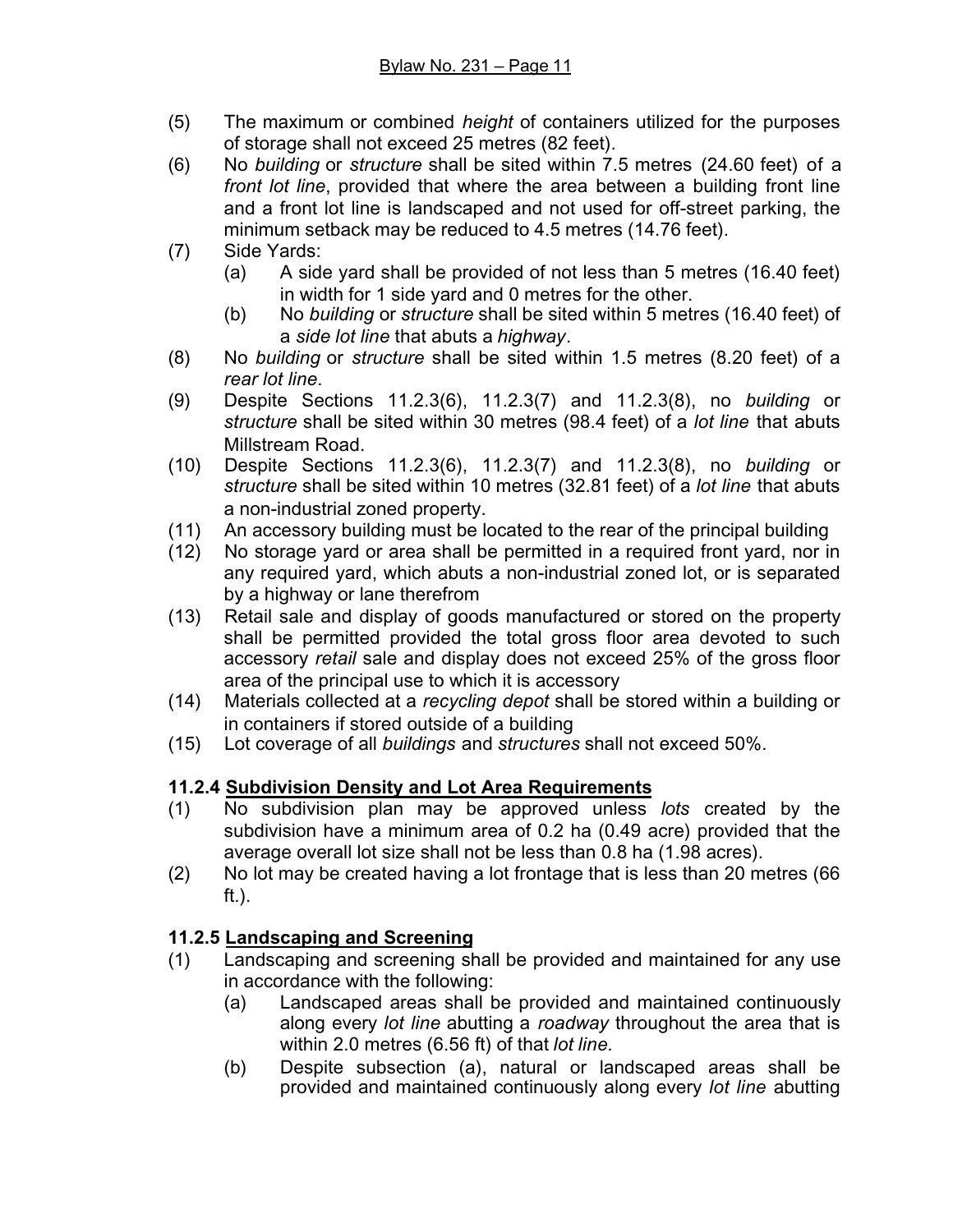(5) The maximum or combined *height* of containers utilized for the purposes of storage shall not exceed 25 metres (82 feet).

(6) No *building* or *structure* shall be sited within 7.5 metres (24.60 feet) of a *front lot line*, provided that where the area between a building front line and a front lot line is landscaped and not used for off-street parking, the minimum setback may be reduced to 4.5 metres (14.76 feet).

(7) Side Yards:
   (a) A side yard shall be provided of not less than 5 metres (16.40 feet) in width for 1 side yard and 0 metres for the other.
   (b) No *building* or *structure* shall be sited within 5 metres (16.40 feet) of a *side lot line* that abuts a *highway*.

(8) No *building* or *structure* shall be sited within 1.5 metres (8.20 feet) of a *rear lot line*.

(9) Despite Sections 11.2.3(6), 11.2.3(7) and 11.2.3(8), no *building* or *structure* shall be sited within 30 metres (98.4 feet) of a *lot line* that abuts Millstream Road.

(10) Despite Sections 11.2.3(6), 11.2.3(7) and 11.2.3(8), no *building* or *structure* shall be sited within 10 metres (32.81 feet) of a *lot line* that abuts a non-industrial zoned property.

(11) An accessory building must be located to the rear of the principal building

(12) No storage yard or area shall be permitted in a required front yard, nor in any required yard, which abuts a non-industrial zoned lot, or is separated by a highway or lane therefrom

(13) Retail sale and display of goods manufactured or stored on the property shall be permitted provided the total gross floor area devoted to such accessory *retail* sale and display does not exceed 25% of the gross floor area of the principal use to which it is accessory

(14) Materials collected at a *recycling depot* shall be stored within a building or in containers if stored outside of a building

(15) Lot coverage of all *buildings* and *structures* shall not exceed 50%.

### 11.2.4 Subdivision Density and Lot Area Requirements

(1) No subdivision plan may be approved unless *lots* created by the subdivision have a minimum area of 0.2 ha (0.49 acre) provided that the average overall lot size shall not be less than 0.8 ha (1.98 acres).

(2) No lot may be created having a lot frontage that is less than 20 metres (66 ft.).

### 11.2.5 Landscaping and Screening

(1) Landscaping and screening shall be provided and maintained for any use in accordance with the following:
   (a) Landscaped areas shall be provided and maintained continuously along every *lot line* abutting a *roadway* throughout the area that is within 2.0 metres (6.56 ft) of that *lot line.*
   (b) Despite subsection (a), natural or landscaped areas shall be provided and maintained continuously along every *lot line* abutting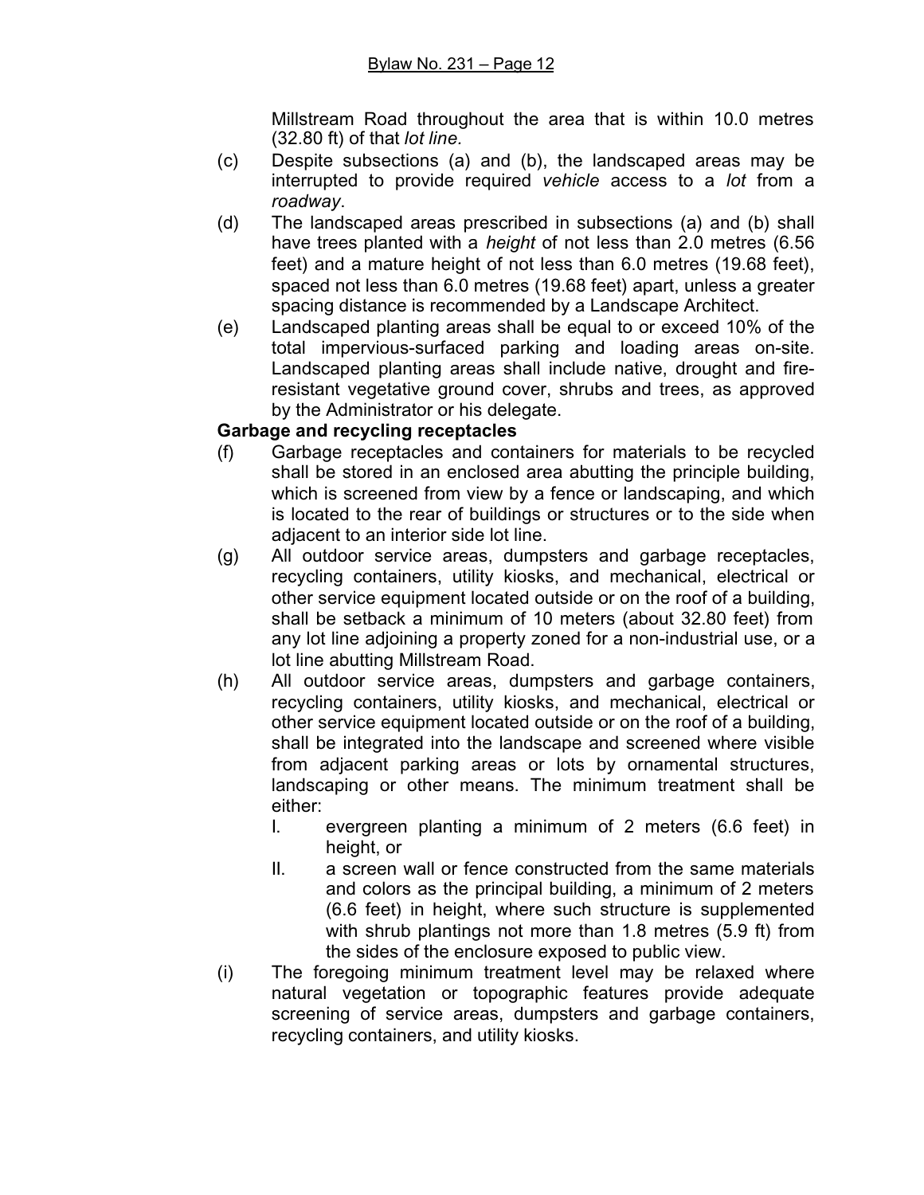Millstream Road throughout the area that is within 10.0 metres (32.80 ft) of that *lot line.*

(c) Despite subsections (a) and (b), the landscaped areas may be interrupted to provide required *vehicle* access to a *lot* from a *roadway*.

(d) The landscaped areas prescribed in subsections (a) and (b) shall have trees planted with a *height* of not less than 2.0 metres (6.56 feet) and a mature height of not less than 6.0 metres (19.68 feet), spaced not less than 6.0 metres (19.68 feet) apart, unless a greater spacing distance is recommended by a Landscape Architect.

(e) Landscaped planting areas shall be equal to or exceed 10% of the total impervious-surfaced parking and loading areas on-site. Landscaped planting areas shall include native, drought and fire-resistant vegetative ground cover, shrubs and trees, as approved by the Administrator or his delegate.

**Garbage and recycling receptacles**

(f) Garbage receptacles and containers for materials to be recycled shall be stored in an enclosed area abutting the principle building, which is screened from view by a fence or landscaping, and which is located to the rear of buildings or structures or to the side when adjacent to an interior side lot line.

(g) All outdoor service areas, dumpsters and garbage receptacles, recycling containers, utility kiosks, and mechanical, electrical or other service equipment located outside or on the roof of a building, shall be setback a minimum of 10 meters (about 32.80 feet) from any lot line adjoining a property zoned for a non-industrial use, or a lot line abutting Millstream Road.

(h) All outdoor service areas, dumpsters and garbage containers, recycling containers, utility kiosks, and mechanical, electrical or other service equipment located outside or on the roof of a building, shall be integrated into the landscape and screened where visible from adjacent parking areas or lots by ornamental structures, landscaping or other means. The minimum treatment shall be either:

  I. evergreen planting a minimum of 2 meters (6.6 feet) in height, or

  II. a screen wall or fence constructed from the same materials and colors as the principal building, a minimum of 2 meters (6.6 feet) in height, where such structure is supplemented with shrub plantings not more than 1.8 metres (5.9 ft) from the sides of the enclosure exposed to public view.

(i) The foregoing minimum treatment level may be relaxed where natural vegetation or topographic features provide adequate screening of service areas, dumpsters and garbage containers, recycling containers, and utility kiosks.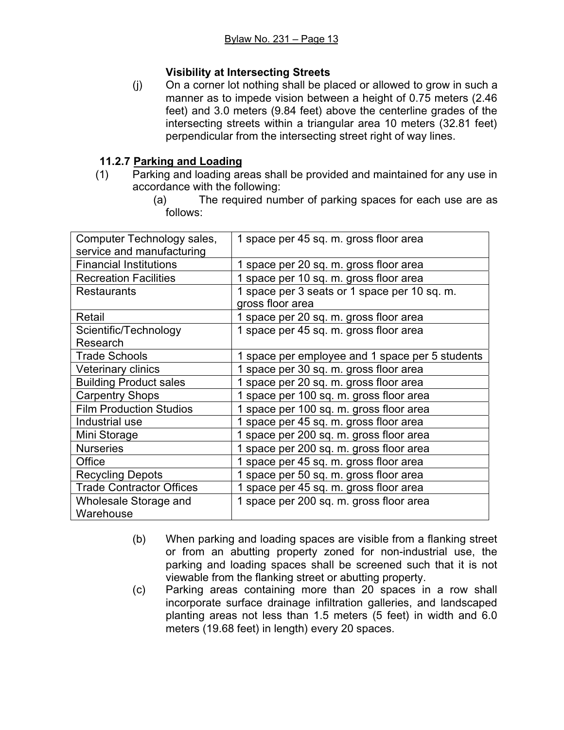**Visibility at Intersecting Streets**

(j) On a corner lot nothing shall be placed or allowed to grow in such a manner as to impede vision between a height of 0.75 meters (2.46 feet) and 3.0 meters (9.84 feet) above the centerline grades of the intersecting streets within a triangular area 10 meters (32.81 feet) perpendicular from the intersecting street right of way lines.

### 11.2.7 Parking and Loading

(1) Parking and loading areas shall be provided and maintained for any use in accordance with the following:

(a) The required number of parking spaces for each use are as follows:

| | |
|---|---|
| Computer Technology sales, service and manufacturing | 1 space per 45 sq. m. gross floor area |
| Financial Institutions | 1 space per 20 sq. m. gross floor area |
| Recreation Facilities | 1 space per 10 sq. m. gross floor area |
| Restaurants | 1 space per 3 seats or 1 space per 10 sq. m. gross floor area |
| Retail | 1 space per 20 sq. m. gross floor area |
| Scientific/Technology Research | 1 space per 45 sq. m. gross floor area |
| Trade Schools | 1 space per employee and 1 space per 5 students |
| Veterinary clinics | 1 space per 30 sq. m. gross floor area |
| Building Product sales | 1 space per 20 sq. m. gross floor area |
| Carpentry Shops | 1 space per 100 sq. m. gross floor area |
| Film Production Studios | 1 space per 100 sq. m. gross floor area |
| Industrial use | 1 space per 45 sq. m. gross floor area |
| Mini Storage | 1 space per 200 sq. m. gross floor area |
| Nurseries | 1 space per 200 sq. m. gross floor area |
| Office | 1 space per 45 sq. m. gross floor area |
| Recycling Depots | 1 space per 50 sq. m. gross floor area |
| Trade Contractor Offices | 1 space per 45 sq. m. gross floor area |
| Wholesale Storage and Warehouse | 1 space per 200 sq. m. gross floor area |

(b) When parking and loading spaces are visible from a flanking street or from an abutting property zoned for non-industrial use, the parking and loading spaces shall be screened such that it is not viewable from the flanking street or abutting property.

(c) Parking areas containing more than 20 spaces in a row shall incorporate surface drainage infiltration galleries, and landscaped planting areas not less than 1.5 meters (5 feet) in width and 6.0 meters (19.68 feet) in length) every 20 spaces.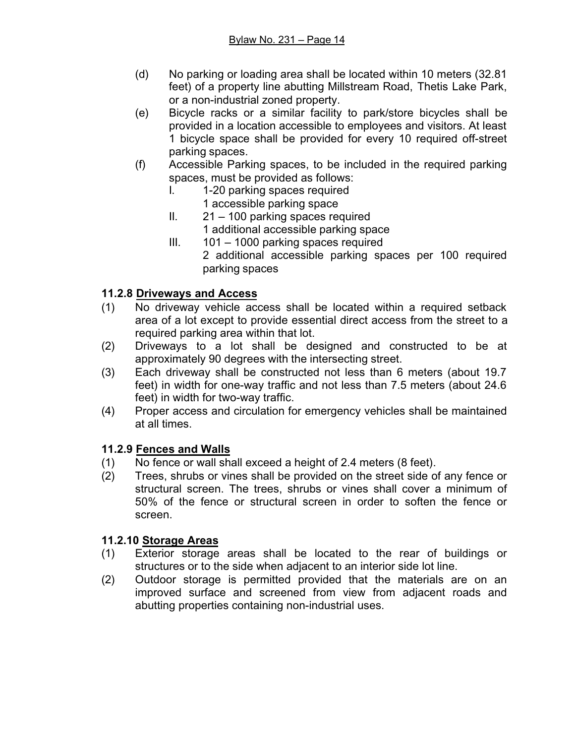(d) No parking or loading area shall be located within 10 meters (32.81 feet) of a property line abutting Millstream Road, Thetis Lake Park, or a non-industrial zoned property.

(e) Bicycle racks or a similar facility to park/store bicycles shall be provided in a location accessible to employees and visitors. At least 1 bicycle space shall be provided for every 10 required off-street parking spaces.

(f) Accessible Parking spaces, to be included in the required parking spaces, must be provided as follows:

  I. 1-20 parking spaces required
  1 accessible parking space

  II. 21 – 100 parking spaces required
  1 additional accessible parking space

  III. 101 – 1000 parking spaces required
  2 additional accessible parking spaces per 100 required parking spaces

### 11.2.8 Driveways and Access

(1) No driveway vehicle access shall be located within a required setback area of a lot except to provide essential direct access from the street to a required parking area within that lot.

(2) Driveways to a lot shall be designed and constructed to be at approximately 90 degrees with the intersecting street.

(3) Each driveway shall be constructed not less than 6 meters (about 19.7 feet) in width for one-way traffic and not less than 7.5 meters (about 24.6 feet) in width for two-way traffic.

(4) Proper access and circulation for emergency vehicles shall be maintained at all times.

### 11.2.9 Fences and Walls

(1) No fence or wall shall exceed a height of 2.4 meters (8 feet).

(2) Trees, shrubs or vines shall be provided on the street side of any fence or structural screen. The trees, shrubs or vines shall cover a minimum of 50% of the fence or structural screen in order to soften the fence or screen.

### 11.2.10 Storage Areas

(1) Exterior storage areas shall be located to the rear of buildings or structures or to the side when adjacent to an interior side lot line.

(2) Outdoor storage is permitted provided that the materials are on an improved surface and screened from view from adjacent roads and abutting properties containing non-industrial uses.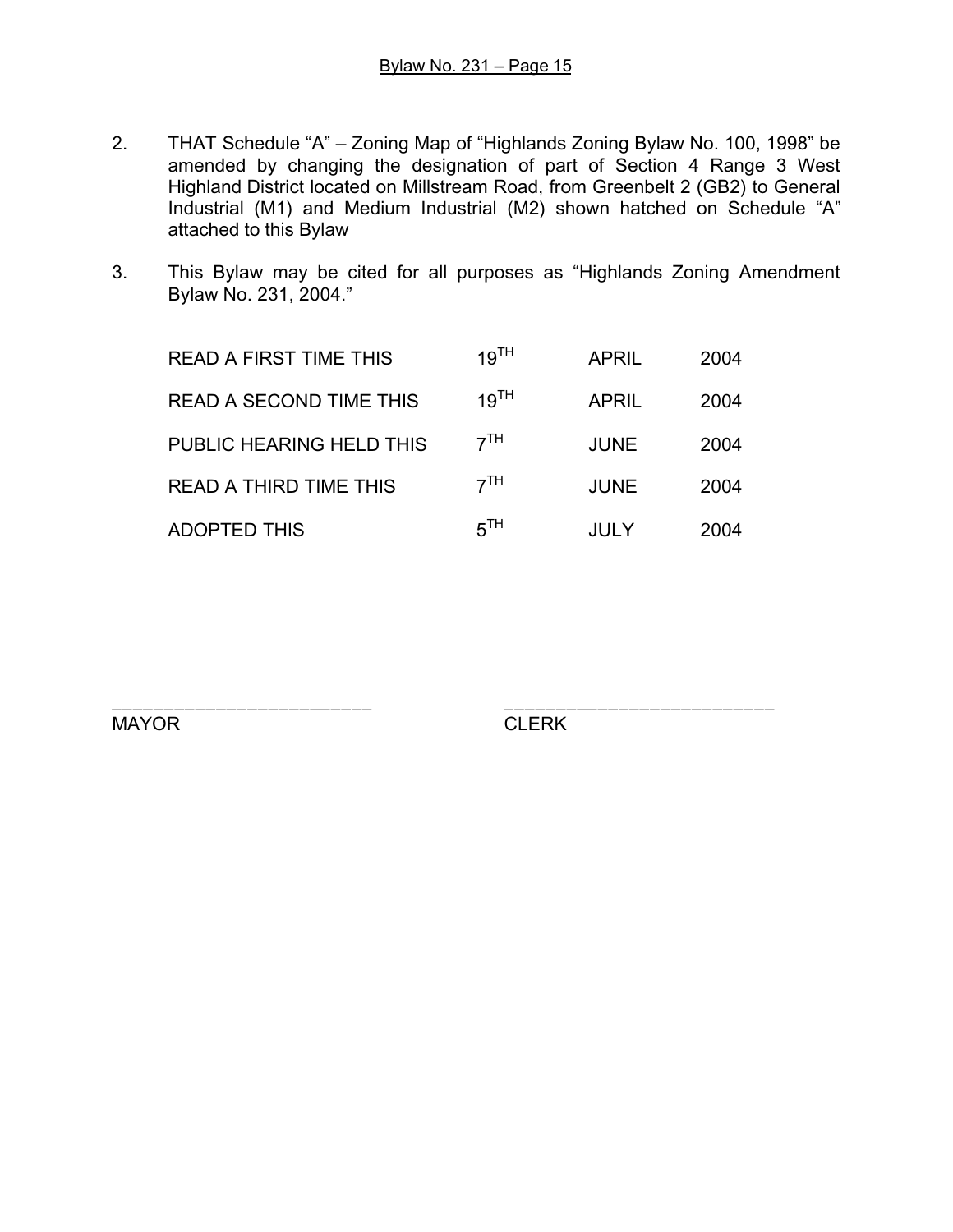2. THAT Schedule "A" – Zoning Map of "Highlands Zoning Bylaw No. 100, 1998" be amended by changing the designation of part of Section 4 Range 3 West Highland District located on Millstream Road, from Greenbelt 2 (GB2) to General Industrial (M1) and Medium Industrial (M2) shown hatched on Schedule "A" attached to this Bylaw

3. This Bylaw may be cited for all purposes as "Highlands Zoning Amendment Bylaw No. 231, 2004."

| | | | |
|---|---|---|---|
| READ A FIRST TIME THIS | 19TH | APRIL | 2004 |
| READ A SECOND TIME THIS | 19TH | APRIL | 2004 |
| PUBLIC HEARING HELD THIS | 7TH | JUNE | 2004 |
| READ A THIRD TIME THIS | 7TH | JUNE | 2004 |
| ADOPTED THIS | 5TH | JULY | 2004 |

\_\_\_\_\_\_\_\_\_\_\_\_\_\_\_\_\_\_\_\_\_\_\_\_\_\_
MAYOR

\_\_\_\_\_\_\_\_\_\_\_\_\_\_\_\_\_\_\_\_\_\_\_\_\_\_
CLERK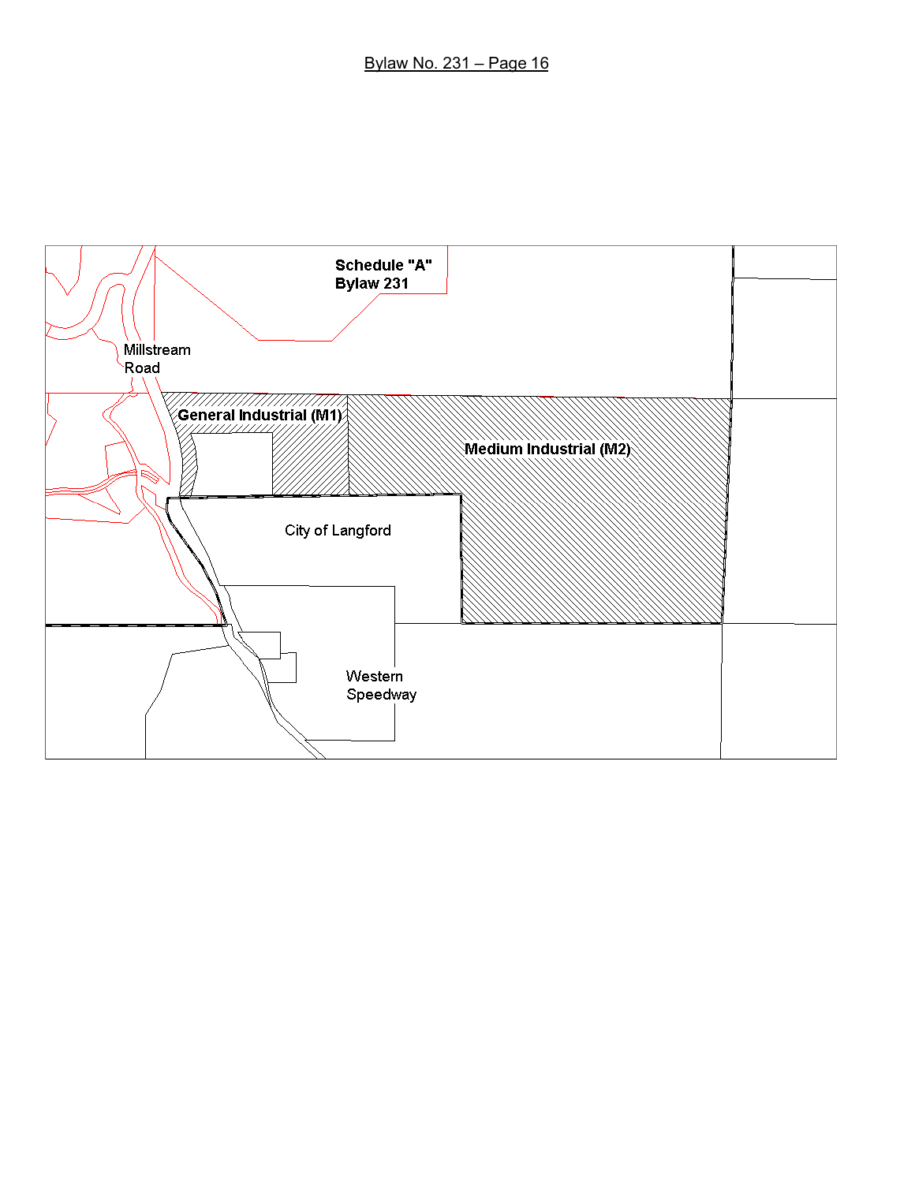Bylaw No. 231 – Page 16

**Schedule "A"**
**Bylaw 231**

Millstream
Road

**General Industrial (M1)**

**Medium Industrial (M2)**

City of Langford

Western
Speedway